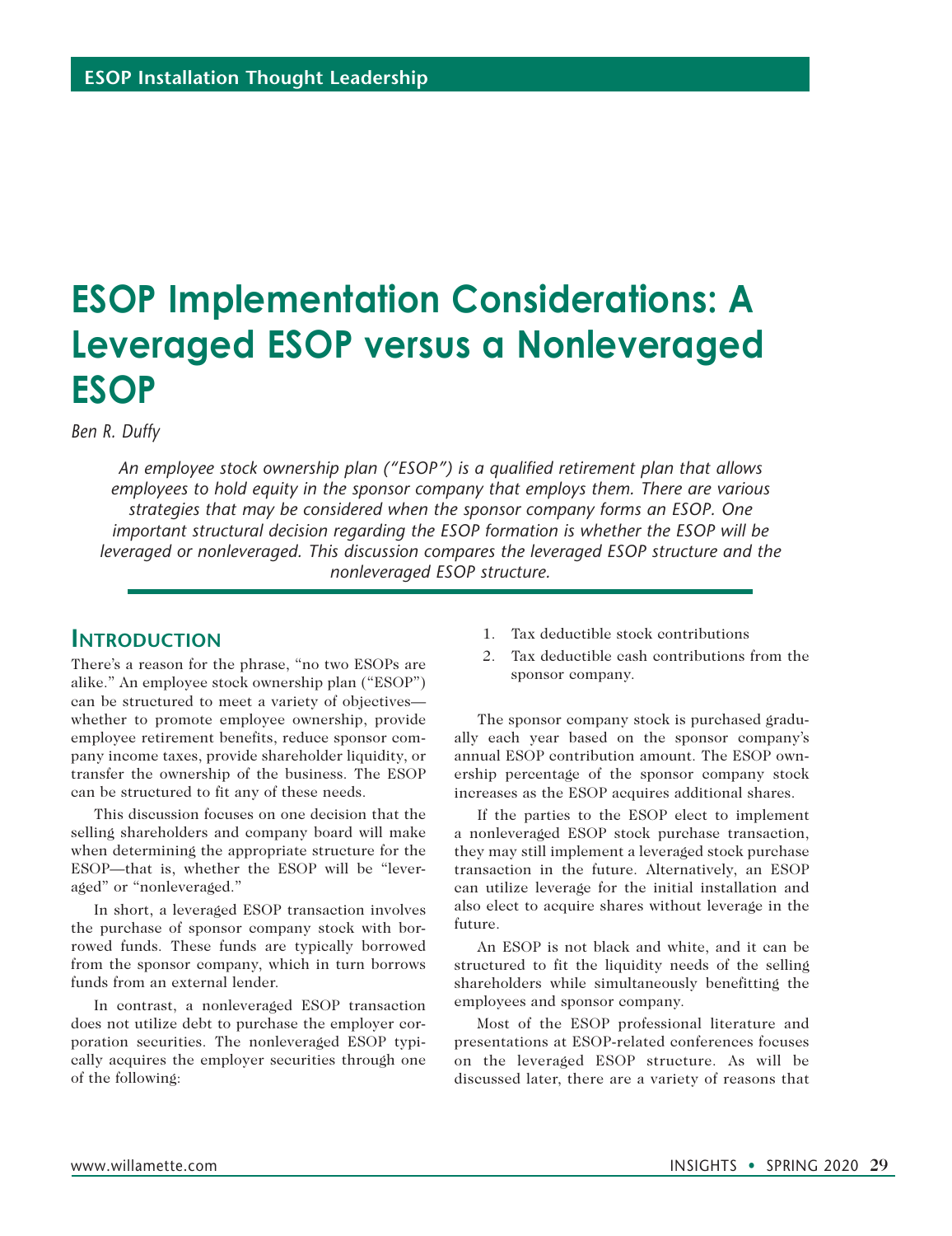ESOP Installation Thought Leadership

# ESOP Implementation Considerations: A Leveraged ESOP versus a Nonleveraged ESOP

*Ben R. Duffy*

*An employee stock ownership plan ("ESOP") is a qualified retirement plan that allows employees to hold equity in the sponsor company that employs them. There are various strategies that may be considered when the sponsor company forms an ESOP. One important structural decision regarding the ESOP formation is whether the ESOP will be leveraged or nonleveraged. This discussion compares the leveraged ESOP structure and the nonleveraged ESOP structure.*

## Introduction

There's a reason for the phrase, "no two ESOPs are alike." An employee stock ownership plan ("ESOP") can be structured to meet a variety of objectives—whether to promote employee ownership, provide employee retirement benefits, reduce sponsor company income taxes, provide shareholder liquidity, or transfer the ownership of the business. The ESOP can be structured to fit any of these needs.

This discussion focuses on one decision that the selling shareholders and company board will make when determining the appropriate structure for the ESOP—that is, whether the ESOP will be "leveraged" or "nonleveraged."

In short, a leveraged ESOP transaction involves the purchase of sponsor company stock with borrowed funds. These funds are typically borrowed from the sponsor company, which in turn borrows funds from an external lender.

In contrast, a nonleveraged ESOP transaction does not utilize debt to purchase the employer corporation securities. The nonleveraged ESOP typically acquires the employer securities through one of the following:

1. Tax deductible stock contributions
2. Tax deductible cash contributions from the sponsor company.

The sponsor company stock is purchased gradually each year based on the sponsor company's annual ESOP contribution amount. The ESOP ownership percentage of the sponsor company stock increases as the ESOP acquires additional shares.

If the parties to the ESOP elect to implement a nonleveraged ESOP stock purchase transaction, they may still implement a leveraged stock purchase transaction in the future. Alternatively, an ESOP can utilize leverage for the initial installation and also elect to acquire shares without leverage in the future.

An ESOP is not black and white, and it can be structured to fit the liquidity needs of the selling shareholders while simultaneously benefitting the employees and sponsor company.

Most of the ESOP professional literature and presentations at ESOP-related conferences focuses on the leveraged ESOP structure. As will be discussed later, there are a variety of reasons that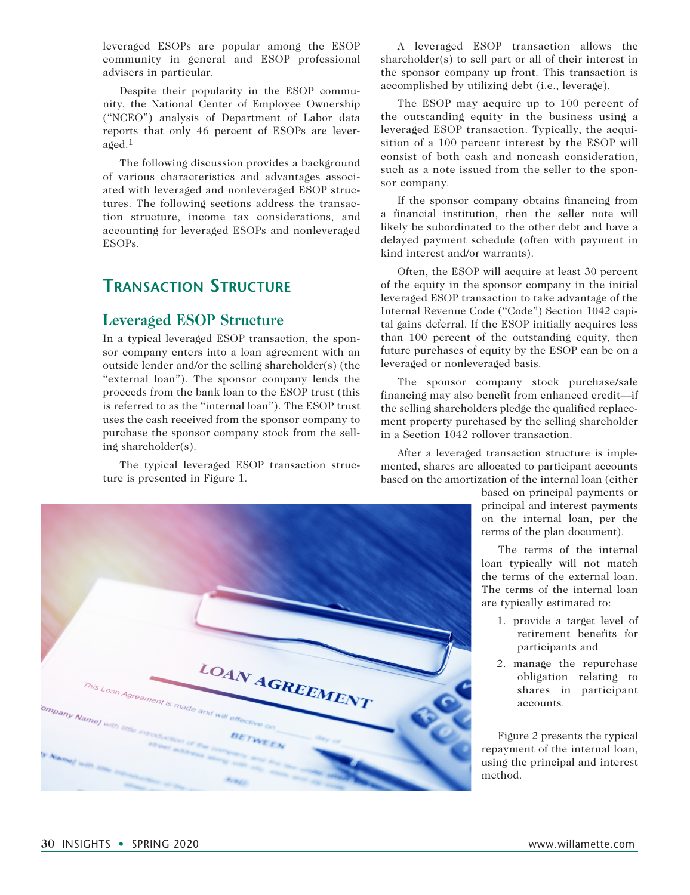leveraged ESOPs are popular among the ESOP community in general and ESOP professional advisers in particular.

Despite their popularity in the ESOP community, the National Center of Employee Ownership ("NCEO") analysis of Department of Labor data reports that only 46 percent of ESOPs are leveraged.[1]

The following discussion provides a background of various characteristics and advantages associated with leveraged and nonleveraged ESOP structures. The following sections address the transaction structure, income tax considerations, and accounting for leveraged ESOPs and nonleveraged ESOPs.

## Transaction Structure

### Leveraged ESOP Structure

In a typical leveraged ESOP transaction, the sponsor company enters into a loan agreement with an outside lender and/or the selling shareholder(s) (the "external loan"). The sponsor company lends the proceeds from the bank loan to the ESOP trust (this is referred to as the "internal loan"). The ESOP trust uses the cash received from the sponsor company to purchase the sponsor company stock from the selling shareholder(s).

The typical leveraged ESOP transaction structure is presented in Figure 1.

A leveraged ESOP transaction allows the shareholder(s) to sell part or all of their interest in the sponsor company up front. This transaction is accomplished by utilizing debt (i.e., leverage).

The ESOP may acquire up to 100 percent of the outstanding equity in the business using a leveraged ESOP transaction. Typically, the acquisition of a 100 percent interest by the ESOP will consist of both cash and noncash consideration, such as a note issued from the seller to the sponsor company.

If the sponsor company obtains financing from a financial institution, then the seller note will likely be subordinated to the other debt and have a delayed payment schedule (often with payment in kind interest and/or warrants).

Often, the ESOP will acquire at least 30 percent of the equity in the sponsor company in the initial leveraged ESOP transaction to take advantage of the Internal Revenue Code ("Code") Section 1042 capital gains deferral. If the ESOP initially acquires less than 100 percent of the outstanding equity, then future purchases of equity by the ESOP can be on a leveraged or nonleveraged basis.

The sponsor company stock purchase/sale financing may also benefit from enhanced credit—if the selling shareholders pledge the qualified replacement property purchased by the selling shareholder in a Section 1042 rollover transaction.

After a leveraged transaction structure is implemented, shares are allocated to participant accounts based on the amortization of the internal loan (either based on principal payments or principal and interest payments on the internal loan, per the terms of the plan document).

The terms of the internal loan typically will not match the terms of the external loan. The terms of the internal loan are typically estimated to:

1. provide a target level of retirement benefits for participants and
2. manage the repurchase obligation relating to shares in participant accounts.

Figure 2 presents the typical repayment of the internal loan, using the principal and interest method.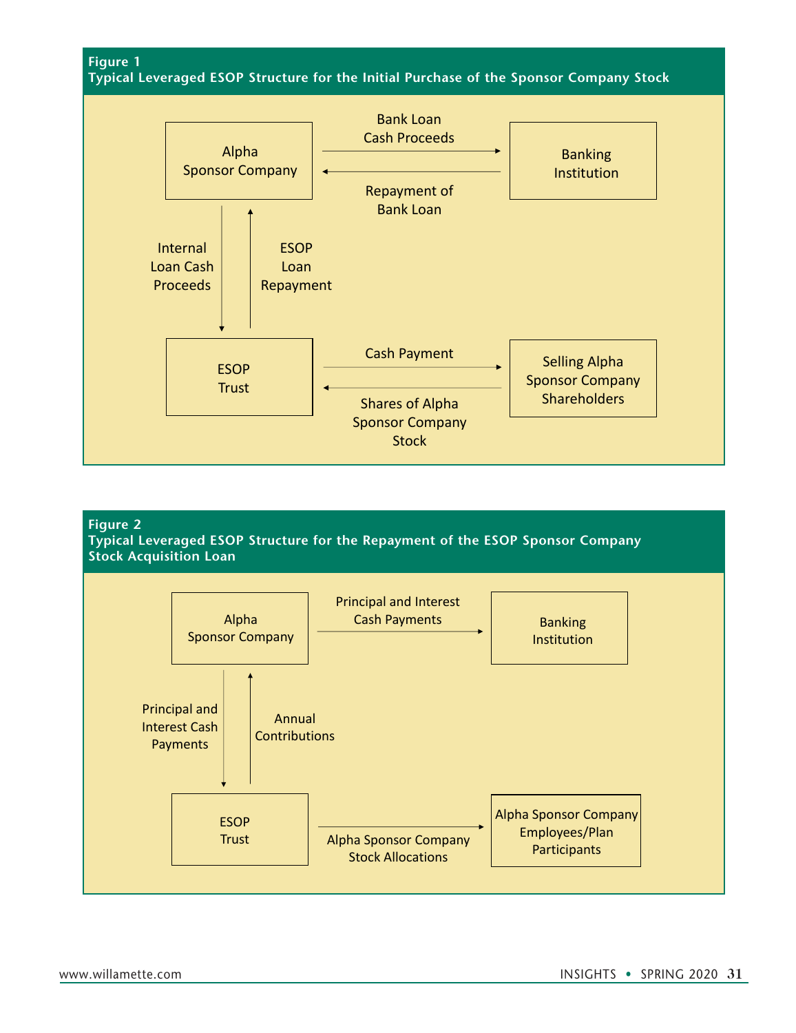**Figure 1**
**Typical Leveraged ESOP Structure for the Initial Purchase of the Sponsor Company Stock**

- Alpha Sponsor Company → Banking Institution: Bank Loan Cash Proceeds
- Banking Institution → Alpha Sponsor Company: Repayment of Bank Loan
- Alpha Sponsor Company → ESOP Trust: Internal Loan Cash Proceeds
- ESOP Trust → Alpha Sponsor Company: ESOP Loan Repayment
- ESOP Trust → Selling Alpha Sponsor Company Shareholders: Cash Payment
- Selling Alpha Sponsor Company Shareholders → ESOP Trust: Shares of Alpha Sponsor Company Stock

**Figure 2**
**Typical Leveraged ESOP Structure for the Repayment of the ESOP Sponsor Company Stock Acquisition Loan**

- Alpha Sponsor Company → Banking Institution: Principal and Interest Cash Payments
- Alpha Sponsor Company → ESOP Trust: Principal and Interest Cash Payments
- ESOP Trust → Alpha Sponsor Company: Annual Contributions
- ESOP Trust → Alpha Sponsor Company Employees/Plan Participants: Alpha Sponsor Company Stock Allocations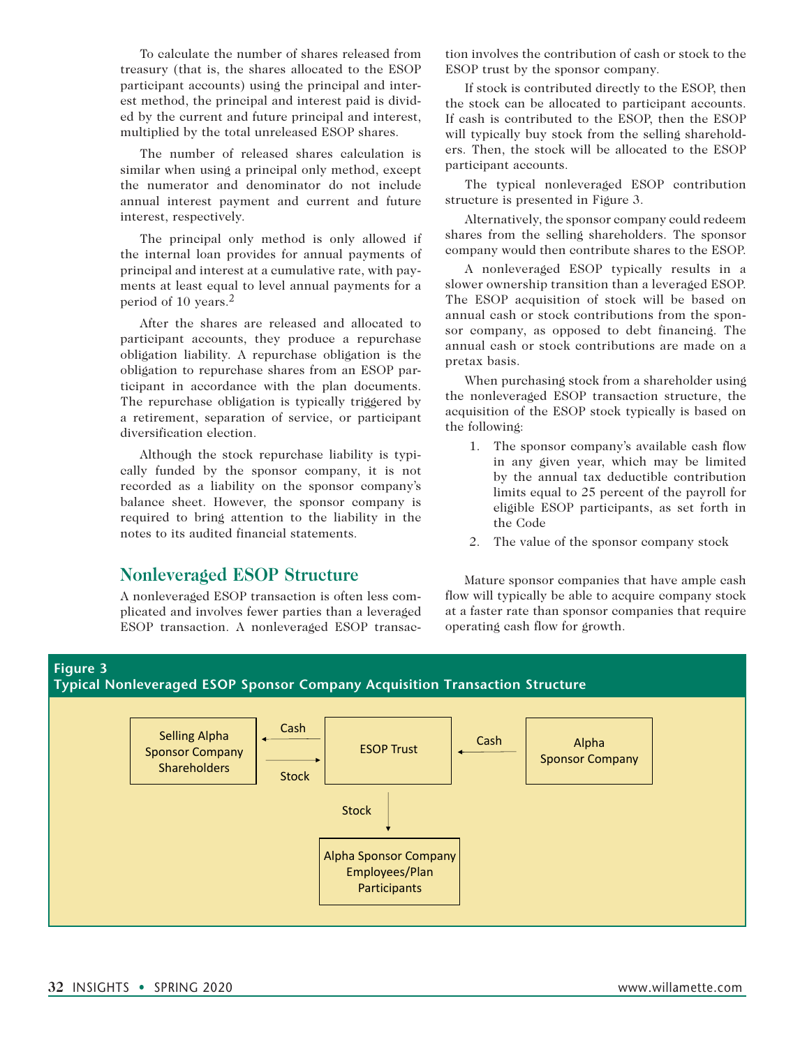To calculate the number of shares released from treasury (that is, the shares allocated to the ESOP participant accounts) using the principal and interest method, the principal and interest paid is divided by the current and future principal and interest, multiplied by the total unreleased ESOP shares.

The number of released shares calculation is similar when using a principal only method, except the numerator and denominator do not include annual interest payment and current and future interest, respectively.

The principal only method is only allowed if the internal loan provides for annual payments of principal and interest at a cumulative rate, with payments at least equal to level annual payments for a period of 10 years.[2]

After the shares are released and allocated to participant accounts, they produce a repurchase obligation liability. A repurchase obligation is the obligation to repurchase shares from an ESOP participant in accordance with the plan documents. The repurchase obligation is typically triggered by a retirement, separation of service, or participant diversification election.

Although the stock repurchase liability is typically funded by the sponsor company, it is not recorded as a liability on the sponsor company's balance sheet. However, the sponsor company is required to bring attention to the liability in the notes to its audited financial statements.

## Nonleveraged ESOP Structure

A nonleveraged ESOP transaction is often less complicated and involves fewer parties than a leveraged ESOP transaction. A nonleveraged ESOP transaction involves the contribution of cash or stock to the ESOP trust by the sponsor company.

If stock is contributed directly to the ESOP, then the stock can be allocated to participant accounts. If cash is contributed to the ESOP, then the ESOP will typically buy stock from the selling shareholders. Then, the stock will be allocated to the ESOP participant accounts.

The typical nonleveraged ESOP contribution structure is presented in Figure 3.

Alternatively, the sponsor company could redeem shares from the selling shareholders. The sponsor company would then contribute shares to the ESOP.

A nonleveraged ESOP typically results in a slower ownership transition than a leveraged ESOP. The ESOP acquisition of stock will be based on annual cash or stock contributions from the sponsor company, as opposed to debt financing. The annual cash or stock contributions are made on a pretax basis.

When purchasing stock from a shareholder using the nonleveraged ESOP transaction structure, the acquisition of the ESOP stock typically is based on the following:

1. The sponsor company's available cash flow in any given year, which may be limited by the annual tax deductible contribution limits equal to 25 percent of the payroll for eligible ESOP participants, as set forth in the Code
2. The value of the sponsor company stock

Mature sponsor companies that have ample cash flow will typically be able to acquire company stock at a faster rate than sponsor companies that require operating cash flow for growth.

**Figure 3**
**Typical Nonleveraged ESOP Sponsor Company Acquisition Transaction Structure**

Selling Alpha Sponsor Company Shareholders — Cash / Stock — ESOP Trust — Cash — Alpha Sponsor Company

ESOP Trust — Stock — Alpha Sponsor Company Employees/Plan Participants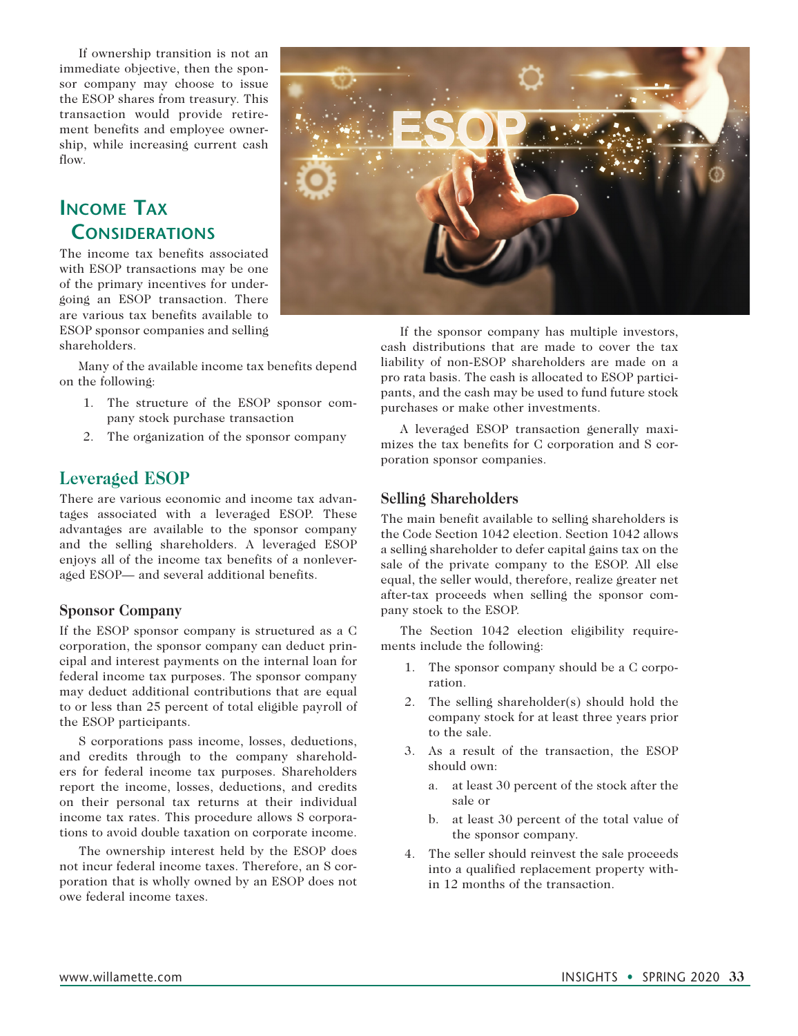If ownership transition is not an immediate objective, then the sponsor company may choose to issue the ESOP shares from treasury. This transaction would provide retirement benefits and employee ownership, while increasing current cash flow.

## Income Tax Considerations

The income tax benefits associated with ESOP transactions may be one of the primary incentives for undergoing an ESOP transaction. There are various tax benefits available to ESOP sponsor companies and selling shareholders.

Many of the available income tax benefits depend on the following:

1. The structure of the ESOP sponsor company stock purchase transaction
2. The organization of the sponsor company

### Leveraged ESOP

There are various economic and income tax advantages associated with a leveraged ESOP. These advantages are available to the sponsor company and the selling shareholders. A leveraged ESOP enjoys all of the income tax benefits of a nonleveraged ESOP— and several additional benefits.

#### Sponsor Company

If the ESOP sponsor company is structured as a C corporation, the sponsor company can deduct principal and interest payments on the internal loan for federal income tax purposes. The sponsor company may deduct additional contributions that are equal to or less than 25 percent of total eligible payroll of the ESOP participants.

S corporations pass income, losses, deductions, and credits through to the company shareholders for federal income tax purposes. Shareholders report the income, losses, deductions, and credits on their personal tax returns at their individual income tax rates. This procedure allows S corporations to avoid double taxation on corporate income.

The ownership interest held by the ESOP does not incur federal income taxes. Therefore, an S corporation that is wholly owned by an ESOP does not owe federal income taxes.

If the sponsor company has multiple investors, cash distributions that are made to cover the tax liability of non-ESOP shareholders are made on a pro rata basis. The cash is allocated to ESOP participants, and the cash may be used to fund future stock purchases or make other investments.

A leveraged ESOP transaction generally maximizes the tax benefits for C corporation and S corporation sponsor companies.

#### Selling Shareholders

The main benefit available to selling shareholders is the Code Section 1042 election. Section 1042 allows a selling shareholder to defer capital gains tax on the sale of the private company to the ESOP. All else equal, the seller would, therefore, realize greater net after-tax proceeds when selling the sponsor company stock to the ESOP.

The Section 1042 election eligibility requirements include the following:

1. The sponsor company should be a C corporation.
2. The selling shareholder(s) should hold the company stock for at least three years prior to the sale.
3. As a result of the transaction, the ESOP should own:
   a. at least 30 percent of the stock after the sale or
   b. at least 30 percent of the total value of the sponsor company.
4. The seller should reinvest the sale proceeds into a qualified replacement property within 12 months of the transaction.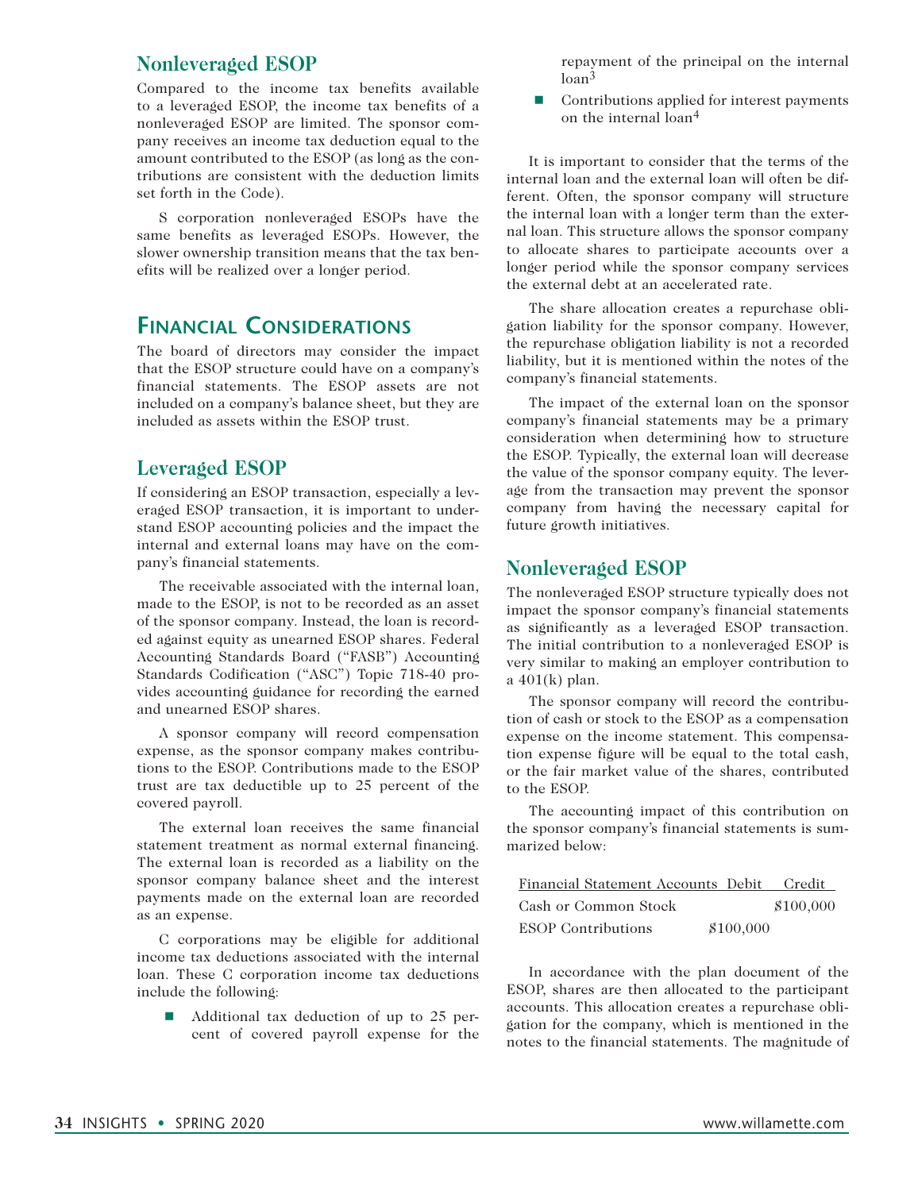### Nonleveraged ESOP

Compared to the income tax benefits available to a leveraged ESOP, the income tax benefits of a nonleveraged ESOP are limited. The sponsor company receives an income tax deduction equal to the amount contributed to the ESOP (as long as the contributions are consistent with the deduction limits set forth in the Code).

S corporation nonleveraged ESOPs have the same benefits as leveraged ESOPs. However, the slower ownership transition means that the tax benefits will be realized over a longer period.

## Financial Considerations

The board of directors may consider the impact that the ESOP structure could have on a company's financial statements. The ESOP assets are not included on a company's balance sheet, but they are included as assets within the ESOP trust.

### Leveraged ESOP

If considering an ESOP transaction, especially a leveraged ESOP transaction, it is important to understand ESOP accounting policies and the impact the internal and external loans may have on the company's financial statements.

The receivable associated with the internal loan, made to the ESOP, is not to be recorded as an asset of the sponsor company. Instead, the loan is recorded against equity as unearned ESOP shares. Federal Accounting Standards Board ("FASB") Accounting Standards Codification ("ASC") Topic 718-40 provides accounting guidance for recording the earned and unearned ESOP shares.

A sponsor company will record compensation expense, as the sponsor company makes contributions to the ESOP. Contributions made to the ESOP trust are tax deductible up to 25 percent of the covered payroll.

The external loan receives the same financial statement treatment as normal external financing. The external loan is recorded as a liability on the sponsor company balance sheet and the interest payments made on the external loan are recorded as an expense.

C corporations may be eligible for additional income tax deductions associated with the internal loan. These C corporation income tax deductions include the following:

- Additional tax deduction of up to 25 percent of covered payroll expense for the repayment of the principal on the internal loan[3]
- Contributions applied for interest payments on the internal loan[4]

It is important to consider that the terms of the internal loan and the external loan will often be different. Often, the sponsor company will structure the internal loan with a longer term than the external loan. This structure allows the sponsor company to allocate shares to participate accounts over a longer period while the sponsor company services the external debt at an accelerated rate.

The share allocation creates a repurchase obligation liability for the sponsor company. However, the repurchase obligation liability is not a recorded liability, but it is mentioned within the notes of the company's financial statements.

The impact of the external loan on the sponsor company's financial statements may be a primary consideration when determining how to structure the ESOP. Typically, the external loan will decrease the value of the sponsor company equity. The leverage from the transaction may prevent the sponsor company from having the necessary capital for future growth initiatives.

### Nonleveraged ESOP

The nonleveraged ESOP structure typically does not impact the sponsor company's financial statements as significantly as a leveraged ESOP transaction. The initial contribution to a nonleveraged ESOP is very similar to making an employer contribution to a 401(k) plan.

The sponsor company will record the contribution of cash or stock to the ESOP as a compensation expense on the income statement. This compensation expense figure will be equal to the total cash, or the fair market value of the shares, contributed to the ESOP.

The accounting impact of this contribution on the sponsor company's financial statements is summarized below:

| Financial Statement Accounts | Debit | Credit |
|---|---|---|
| Cash or Common Stock | | $100,000 |
| ESOP Contributions | $100,000 | |

In accordance with the plan document of the ESOP, shares are then allocated to the participant accounts. This allocation creates a repurchase obligation for the company, which is mentioned in the notes to the financial statements. The magnitude of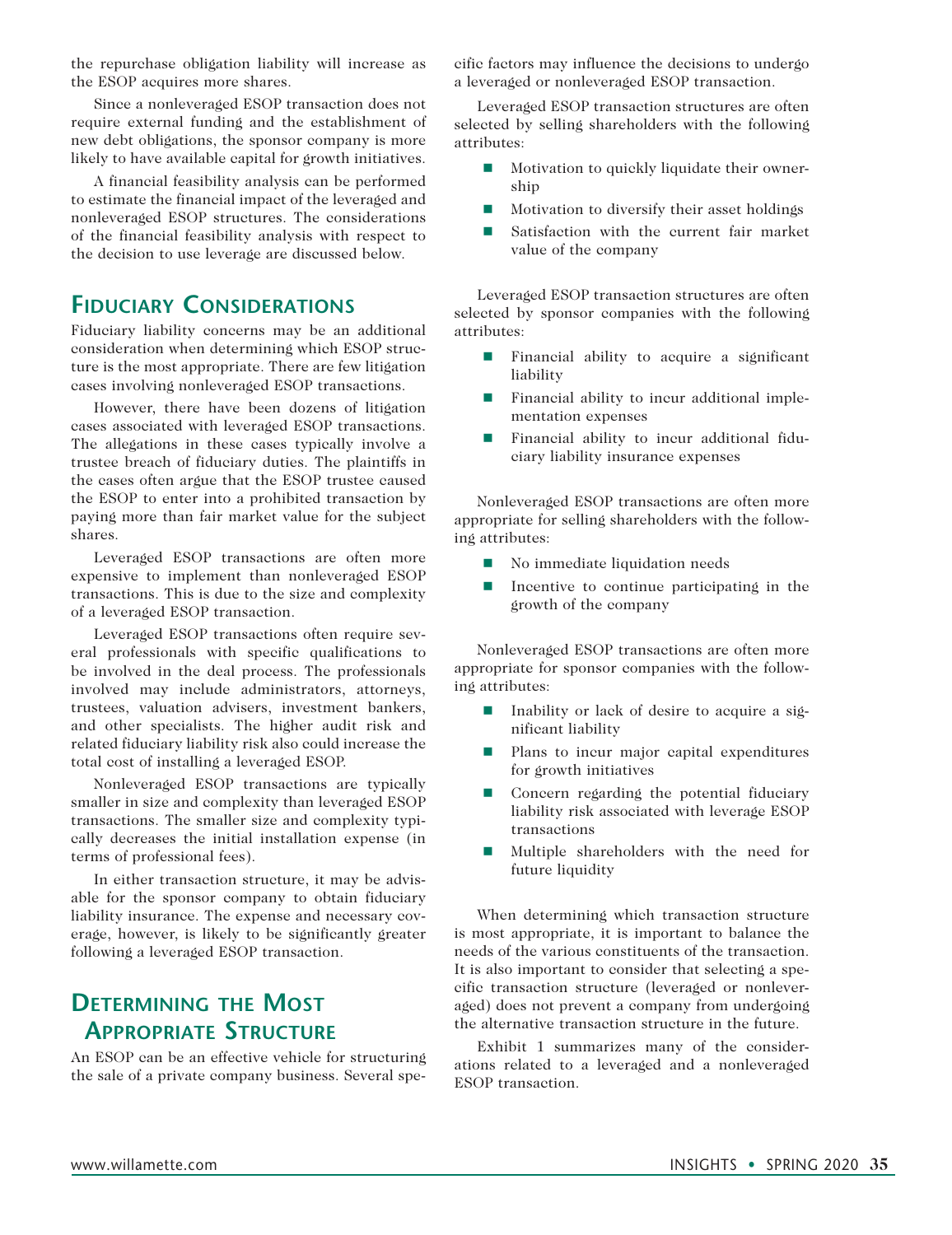the repurchase obligation liability will increase as the ESOP acquires more shares.

Since a nonleveraged ESOP transaction does not require external funding and the establishment of new debt obligations, the sponsor company is more likely to have available capital for growth initiatives.

A financial feasibility analysis can be performed to estimate the financial impact of the leveraged and nonleveraged ESOP structures. The considerations of the financial feasibility analysis with respect to the decision to use leverage are discussed below.

## Fiduciary Considerations

Fiduciary liability concerns may be an additional consideration when determining which ESOP structure is the most appropriate. There are few litigation cases involving nonleveraged ESOP transactions.

However, there have been dozens of litigation cases associated with leveraged ESOP transactions. The allegations in these cases typically involve a trustee breach of fiduciary duties. The plaintiffs in the cases often argue that the ESOP trustee caused the ESOP to enter into a prohibited transaction by paying more than fair market value for the subject shares.

Leveraged ESOP transactions are often more expensive to implement than nonleveraged ESOP transactions. This is due to the size and complexity of a leveraged ESOP transaction.

Leveraged ESOP transactions often require several professionals with specific qualifications to be involved in the deal process. The professionals involved may include administrators, attorneys, trustees, valuation advisers, investment bankers, and other specialists. The higher audit risk and related fiduciary liability risk also could increase the total cost of installing a leveraged ESOP.

Nonleveraged ESOP transactions are typically smaller in size and complexity than leveraged ESOP transactions. The smaller size and complexity typically decreases the initial installation expense (in terms of professional fees).

In either transaction structure, it may be advisable for the sponsor company to obtain fiduciary liability insurance. The expense and necessary coverage, however, is likely to be significantly greater following a leveraged ESOP transaction.

## Determining the Most Appropriate Structure

An ESOP can be an effective vehicle for structuring the sale of a private company business. Several specific factors may influence the decisions to undergo a leveraged or nonleveraged ESOP transaction.

Leveraged ESOP transaction structures are often selected by selling shareholders with the following attributes:

- Motivation to quickly liquidate their ownership
- Motivation to diversify their asset holdings
- Satisfaction with the current fair market value of the company

Leveraged ESOP transaction structures are often selected by sponsor companies with the following attributes:

- Financial ability to acquire a significant liability
- Financial ability to incur additional implementation expenses
- Financial ability to incur additional fiduciary liability insurance expenses

Nonleveraged ESOP transactions are often more appropriate for selling shareholders with the following attributes:

- No immediate liquidation needs
- Incentive to continue participating in the growth of the company

Nonleveraged ESOP transactions are often more appropriate for sponsor companies with the following attributes:

- Inability or lack of desire to acquire a significant liability
- Plans to incur major capital expenditures for growth initiatives
- Concern regarding the potential fiduciary liability risk associated with leverage ESOP transactions
- Multiple shareholders with the need for future liquidity

When determining which transaction structure is most appropriate, it is important to balance the needs of the various constituents of the transaction. It is also important to consider that selecting a specific transaction structure (leveraged or nonleveraged) does not prevent a company from undergoing the alternative transaction structure in the future.

Exhibit 1 summarizes many of the considerations related to a leveraged and a nonleveraged ESOP transaction.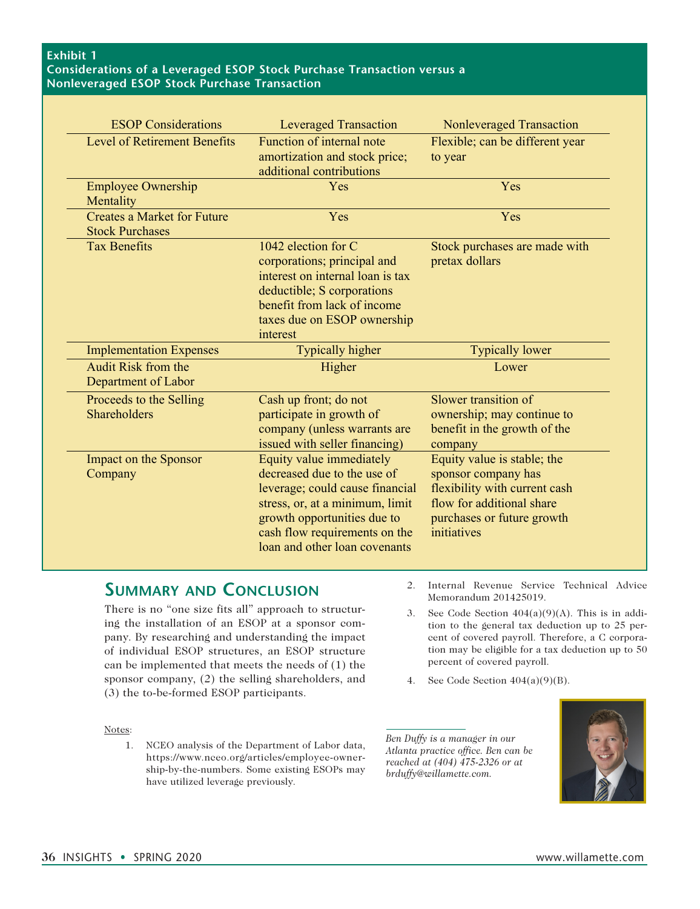**Exhibit 1**
**Considerations of a Leveraged ESOP Stock Purchase Transaction versus a Nonleveraged ESOP Stock Purchase Transaction**

| ESOP Considerations | Leveraged Transaction | Nonleveraged Transaction |
|---|---|---|
| Level of Retirement Benefits | Function of internal note amortization and stock price; additional contributions | Flexible; can be different year to year |
| Employee Ownership Mentality | Yes | Yes |
| Creates a Market for Future Stock Purchases | Yes | Yes |
| Tax Benefits | 1042 election for C corporations; principal and interest on internal loan is tax deductible; S corporations benefit from lack of income taxes due on ESOP ownership interest | Stock purchases are made with pretax dollars |
| Implementation Expenses | Typically higher | Typically lower |
| Audit Risk from the Department of Labor | Higher | Lower |
| Proceeds to the Selling Shareholders | Cash up front; do not participate in growth of company (unless warrants are issued with seller financing) | Slower transition of ownership; may continue to benefit in the growth of the company |
| Impact on the Sponsor Company | Equity value immediately decreased due to the use of leverage; could cause financial stress, or, at a minimum, limit growth opportunities due to cash flow requirements on the loan and other loan covenants | Equity value is stable; the sponsor company has flexibility with current cash flow for additional share purchases or future growth initiatives |

## Summary and Conclusion

There is no "one size fits all" approach to structuring the installation of an ESOP at a sponsor company. By researching and understanding the impact of individual ESOP structures, an ESOP structure can be implemented that meets the needs of (1) the sponsor company, (2) the selling shareholders, and (3) the to-be-formed ESOP participants.

Notes:

1. NCEO analysis of the Department of Labor data, https://www.nceo.org/articles/employee-ownership-by-the-numbers. Some existing ESOPs may have utilized leverage previously.
2. Internal Revenue Service Technical Advice Memorandum 201425019.
3. See Code Section 404(a)(9)(A). This is in addition to the general tax deduction up to 25 percent of covered payroll. Therefore, a C corporation may be eligible for a tax deduction up to 50 percent of covered payroll.
4. See Code Section 404(a)(9)(B).

*Ben Duffy is a manager in our Atlanta practice office. Ben can be reached at (404) 475-2326 or at brduffy@willamette.com.*